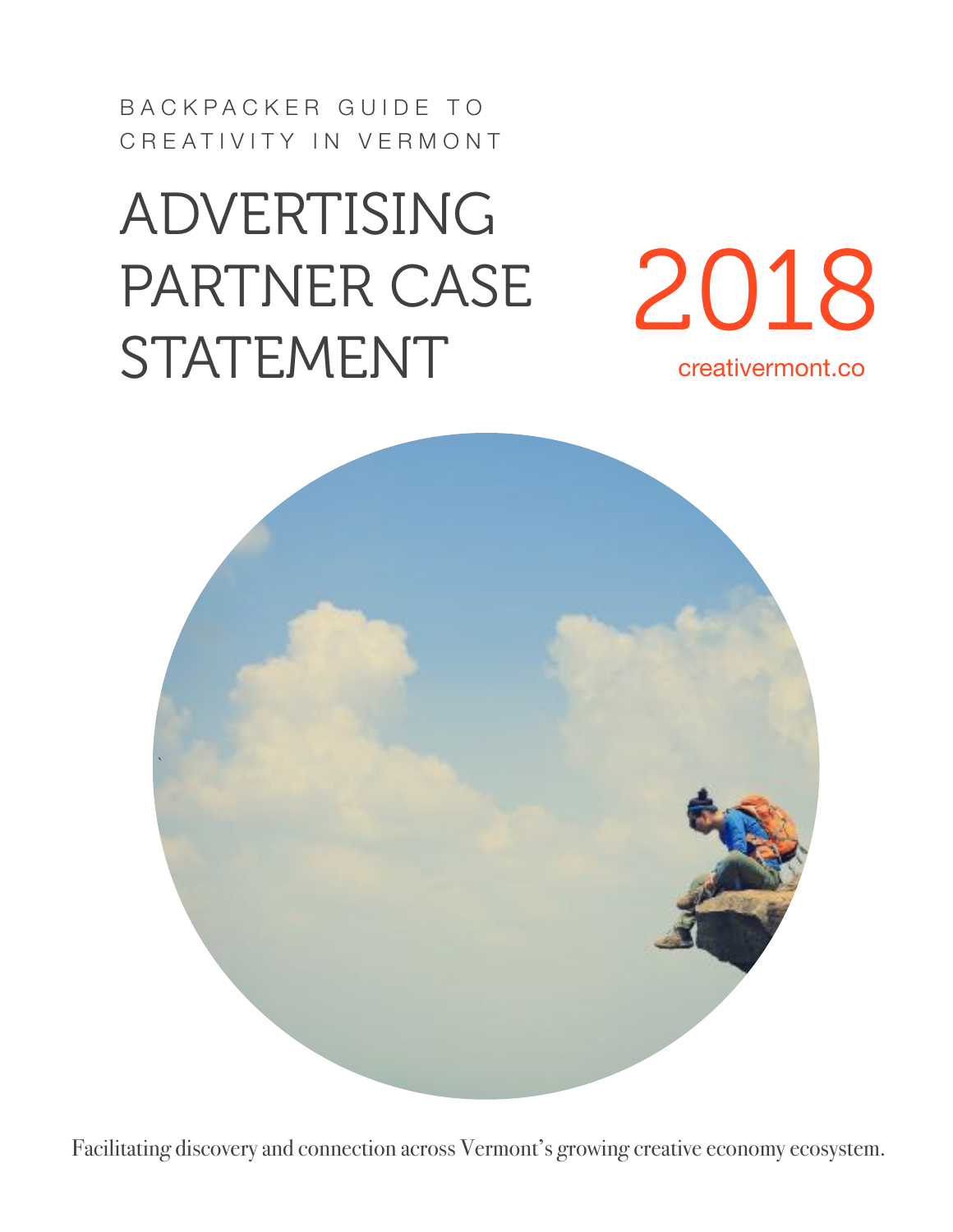BACKPACKER GUIDE TO CREATIVITY IN VERMONT

# ADVERTISING PARTNER CASE STATEMENT

2018

creativermont.co

Facilitating discovery and connection across Vermont's growing creative economy ecosystem.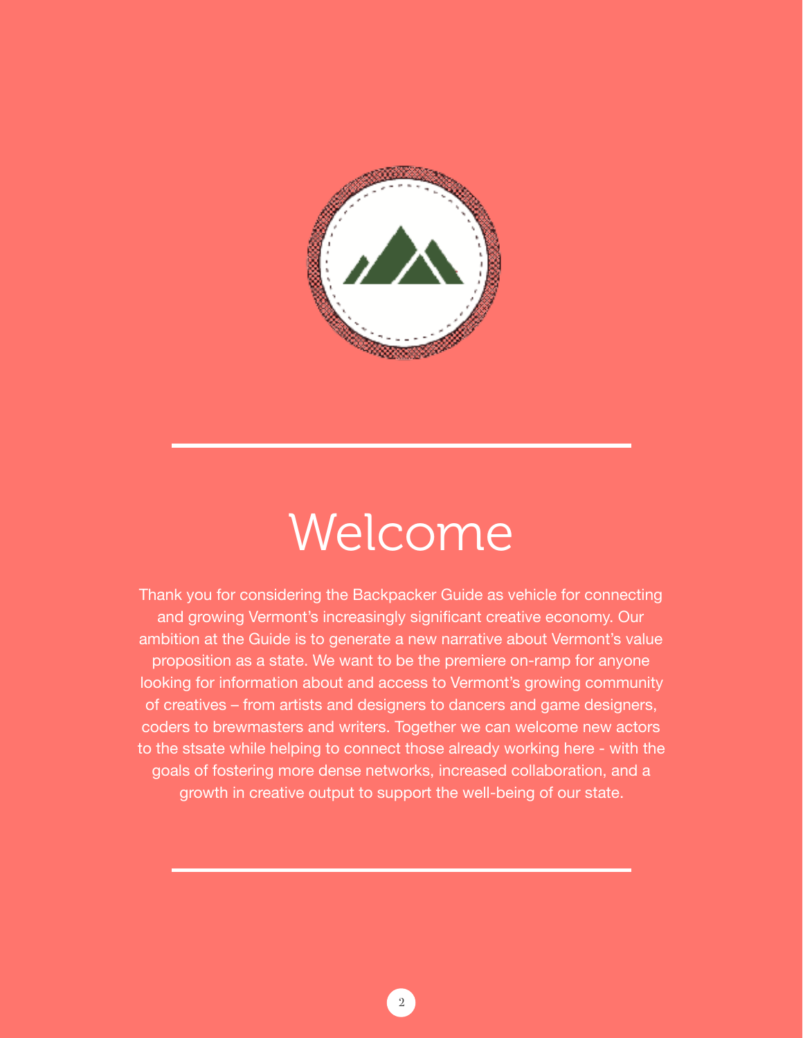# Welcome

Thank you for considering the Backpacker Guide as vehicle for connecting and growing Vermont's increasingly significant creative economy. Our ambition at the Guide is to generate a new narrative about Vermont's value proposition as a state. We want to be the premiere on-ramp for anyone looking for information about and access to Vermont's growing community of creatives – from artists and designers to dancers and game designers, coders to brewmasters and writers. Together we can welcome new actors to the stsate while helping to connect those already working here - with the goals of fostering more dense networks, increased collaboration, and a growth in creative output to support the well-being of our state.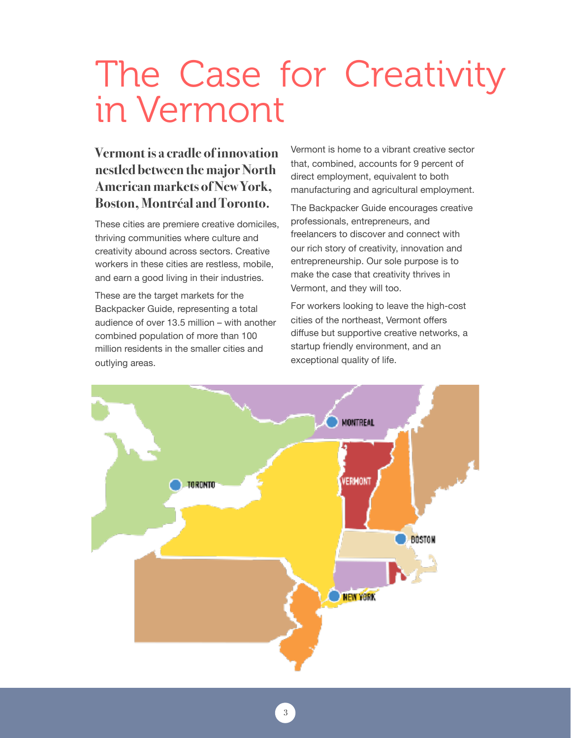# The Case for Creativity in Vermont

**Vermont is a cradle of innovation nestled between the major North American markets of New York, Boston, Montréal and Toronto.**

These cities are premiere creative domiciles, thriving communities where culture and creativity abound across sectors. Creative workers in these cities are restless, mobile, and earn a good living in their industries.

These are the target markets for the Backpacker Guide, representing a total audience of over 13.5 million – with another combined population of more than 100 million residents in the smaller cities and outlying areas.

Vermont is home to a vibrant creative sector that, combined, accounts for 9 percent of direct employment, equivalent to both manufacturing and agricultural employment.

The Backpacker Guide encourages creative professionals, entrepreneurs, and freelancers to discover and connect with our rich story of creativity, innovation and entrepreneurship. Our sole purpose is to make the case that creativity thrives in Vermont, and they will too.

For workers looking to leave the high-cost cities of the northeast, Vermont offers diffuse but supportive creative networks, a startup friendly environment, and an exceptional quality of life.

MONTREAL

TORONTO

VERMONT

BOSTON

NEW YORK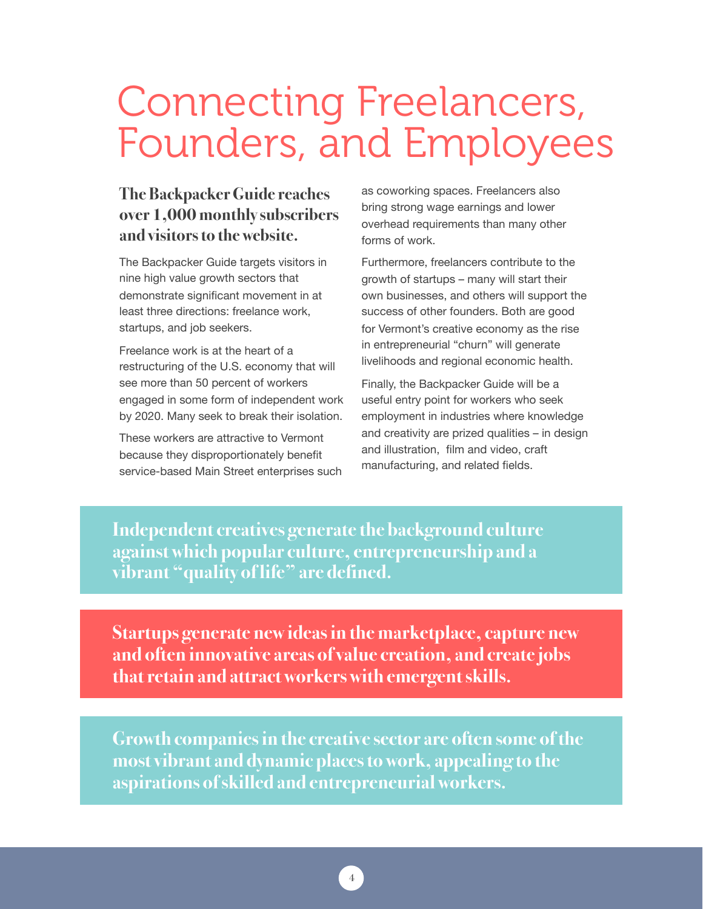# Connecting Freelancers, Founders, and Employees

**The Backpacker Guide reaches over 1,000 monthly subscribers and visitors to the website.**

The Backpacker Guide targets visitors in nine high value growth sectors that demonstrate significant movement in at least three directions: freelance work, startups, and job seekers.

Freelance work is at the heart of a restructuring of the U.S. economy that will see more than 50 percent of workers engaged in some form of independent work by 2020. Many seek to break their isolation.

These workers are attractive to Vermont because they disproportionately benefit service-based Main Street enterprises such as coworking spaces. Freelancers also bring strong wage earnings and lower overhead requirements than many other forms of work.

Furthermore, freelancers contribute to the growth of startups – many will start their own businesses, and others will support the success of other founders. Both are good for Vermont's creative economy as the rise in entrepreneurial "churn" will generate livelihoods and regional economic health.

Finally, the Backpacker Guide will be a useful entry point for workers who seek employment in industries where knowledge and creativity are prized qualities – in design and illustration, film and video, craft manufacturing, and related fields.

**Independent creatives generate the background culture against which popular culture, entrepreneurship and a vibrant "quality of life" are defined.**

**Startups generate new ideas in the marketplace, capture new and often innovative areas of value creation, and create jobs that retain and attract workers with emergent skills.**

**Growth companies in the creative sector are often some of the most vibrant and dynamic places to work, appealing to the aspirations of skilled and entrepreneurial workers.**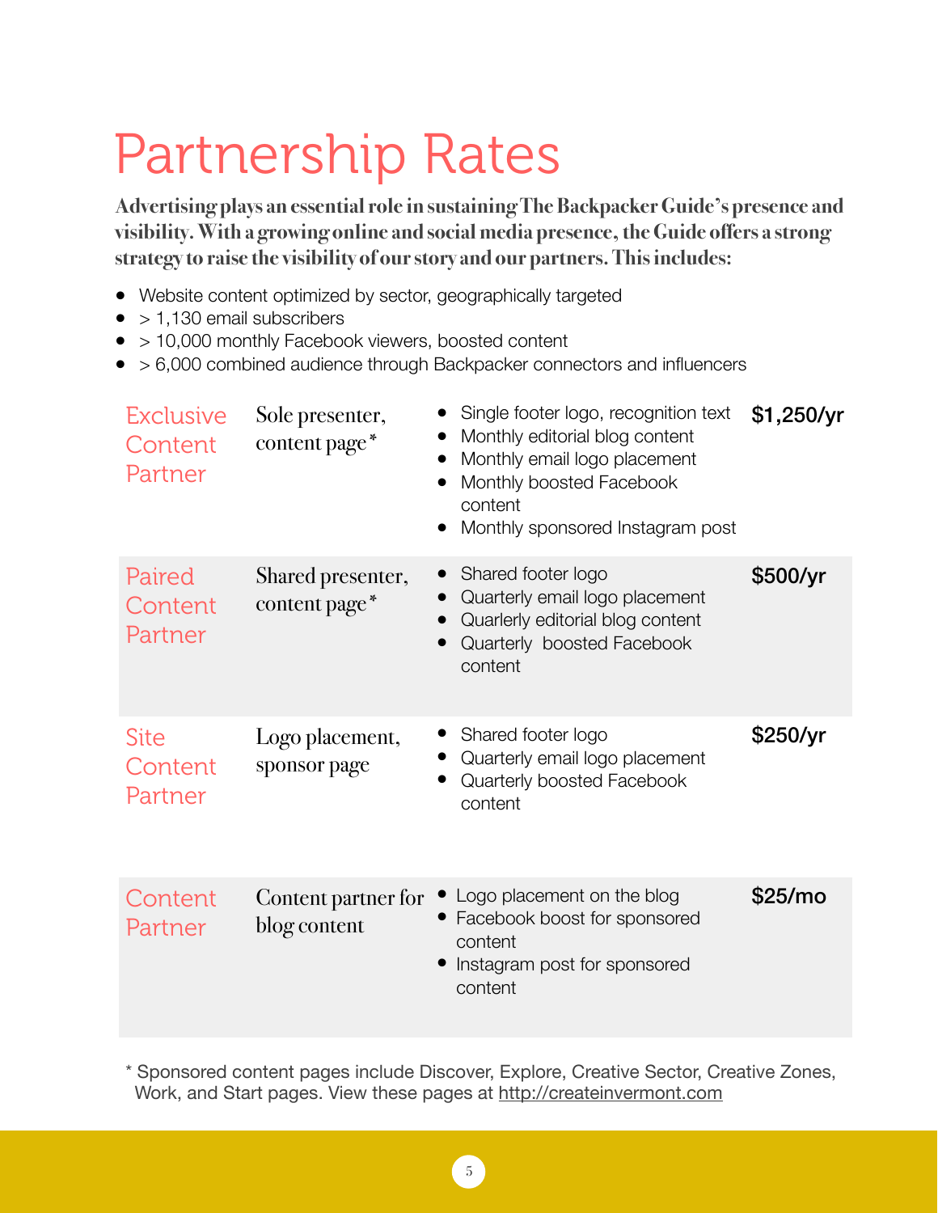# Partnership Rates

**Advertising plays an essential role in sustaining The Backpacker Guide's presence and visibility. With a growing online and social media presence, the Guide offers a strong strategy to raise the visibility of our story and our partners. This includes:**

- Website content optimized by sector, geographically targeted
- > 1,130 email subscribers
- > 10,000 monthly Facebook viewers, boosted content
- > 6,000 combined audience through Backpacker connectors and influencers

| Partnership | Description | Benefits | Rate |
|---|---|---|---|
| Exclusive Content Partner | Sole presenter, content page* | • Single footer logo, recognition text<br>• Monthly editorial blog content<br>• Monthly email logo placement<br>• Monthly boosted Facebook content<br>• Monthly sponsored Instagram post | $1,250/yr |
| Paired Content Partner | Shared presenter, content page* | • Shared footer logo<br>• Quarterly email logo placement<br>• Quarlerly editorial blog content<br>• Quarterly boosted Facebook content | $500/yr |
| Site Content Partner | Logo placement, sponsor page | • Shared footer logo<br>• Quarterly email logo placement<br>• Quarterly boosted Facebook content | $250/yr |
| Content Partner | Content partner for blog content | • Logo placement on the blog<br>• Facebook boost for sponsored content<br>• Instagram post for sponsored content | $25/mo |

* Sponsored content pages include Discover, Explore, Creative Sector, Creative Zones, Work, and Start pages. View these pages at http://createinvermont.com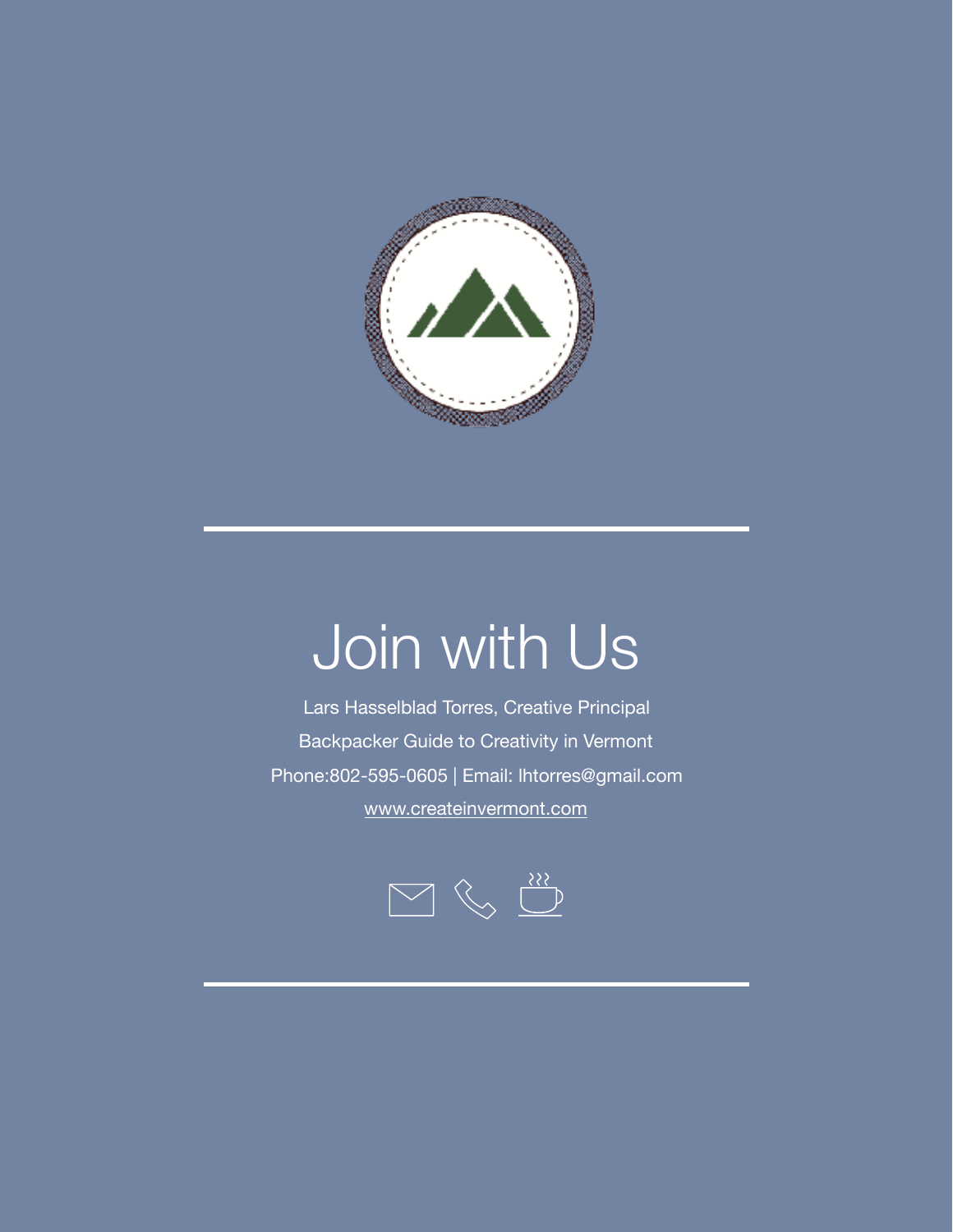# Join with Us

Lars Hasselblad Torres, Creative Principal

Backpacker Guide to Creativity in Vermont

Phone:802-595-0605 | Email: lhtorres@gmail.com

www.createinvermont.com